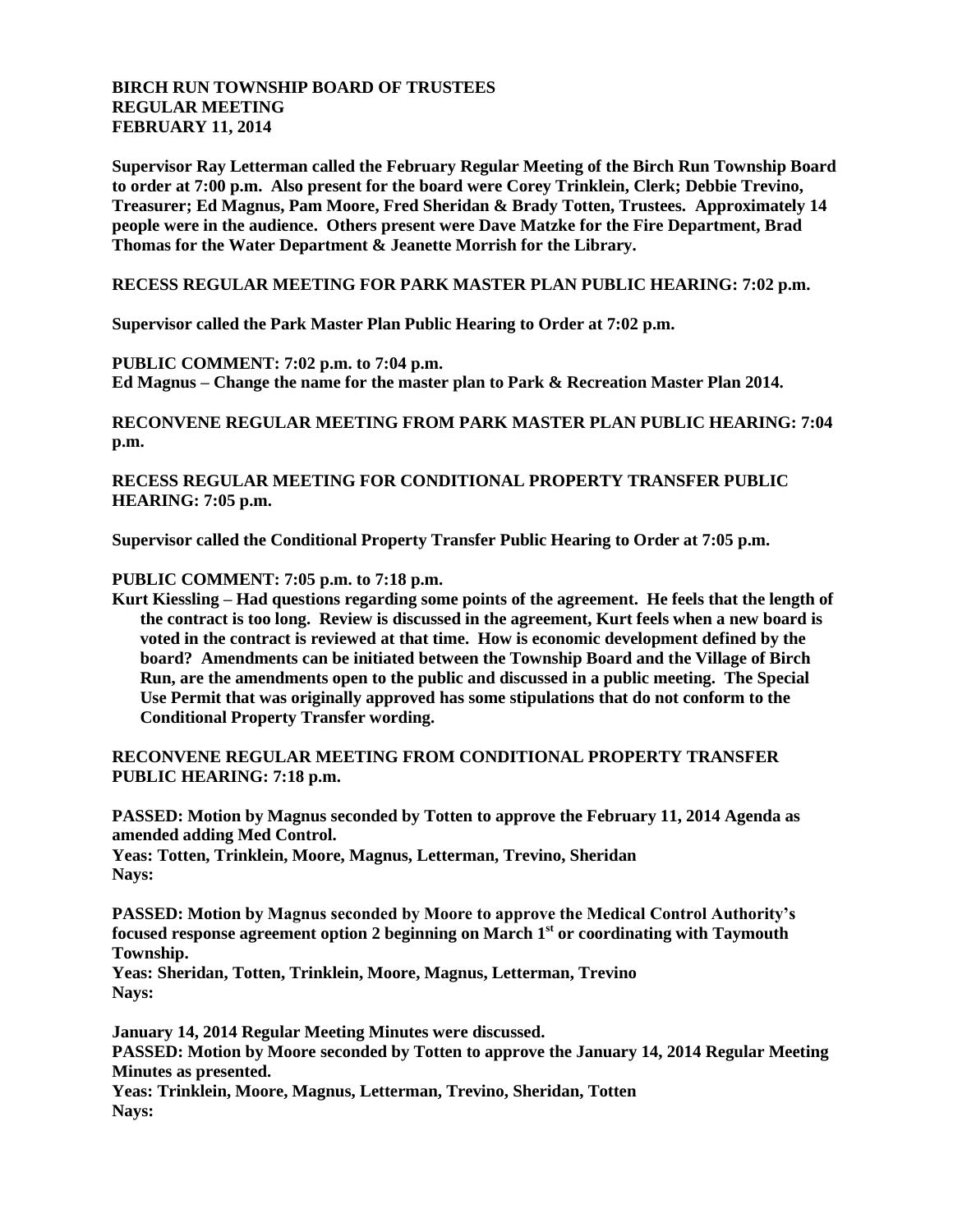**BIRCH RUN TOWNSHIP BOARD OF TRUSTEES**
**REGULAR MEETING**
**FEBRUARY 11, 2014**

**Supervisor Ray Letterman called the February Regular Meeting of the Birch Run Township Board to order at 7:00 p.m. Also present for the board were Corey Trinklein, Clerk; Debbie Trevino, Treasurer; Ed Magnus, Pam Moore, Fred Sheridan & Brady Totten, Trustees. Approximately 14 people were in the audience. Others present were Dave Matzke for the Fire Department, Brad Thomas for the Water Department & Jeanette Morrish for the Library.**

**RECESS REGULAR MEETING FOR PARK MASTER PLAN PUBLIC HEARING: 7:02 p.m.**

**Supervisor called the Park Master Plan Public Hearing to Order at 7:02 p.m.**

**PUBLIC COMMENT: 7:02 p.m. to 7:04 p.m.**
**Ed Magnus – Change the name for the master plan to Park & Recreation Master Plan 2014.**

**RECONVENE REGULAR MEETING FROM PARK MASTER PLAN PUBLIC HEARING: 7:04 p.m.**

**RECESS REGULAR MEETING FOR CONDITIONAL PROPERTY TRANSFER PUBLIC HEARING: 7:05 p.m.**

**Supervisor called the Conditional Property Transfer Public Hearing to Order at 7:05 p.m.**

**PUBLIC COMMENT: 7:05 p.m. to 7:18 p.m.**
**Kurt Kiessling – Had questions regarding some points of the agreement. He feels that the length of the contract is too long. Review is discussed in the agreement, Kurt feels when a new board is voted in the contract is reviewed at that time. How is economic development defined by the board? Amendments can be initiated between the Township Board and the Village of Birch Run, are the amendments open to the public and discussed in a public meeting. The Special Use Permit that was originally approved has some stipulations that do not conform to the Conditional Property Transfer wording.**

**RECONVENE REGULAR MEETING FROM CONDITIONAL PROPERTY TRANSFER PUBLIC HEARING: 7:18 p.m.**

**PASSED: Motion by Magnus seconded by Totten to approve the February 11, 2014 Agenda as amended adding Med Control.**
**Yeas: Totten, Trinklein, Moore, Magnus, Letterman, Trevino, Sheridan**
**Nays:**

**PASSED: Motion by Magnus seconded by Moore to approve the Medical Control Authority's focused response agreement option 2 beginning on March 1st or coordinating with Taymouth Township.**
**Yeas: Sheridan, Totten, Trinklein, Moore, Magnus, Letterman, Trevino**
**Nays:**

**January 14, 2014 Regular Meeting Minutes were discussed.**
**PASSED: Motion by Moore seconded by Totten to approve the January 14, 2014 Regular Meeting Minutes as presented.**
**Yeas: Trinklein, Moore, Magnus, Letterman, Trevino, Sheridan, Totten**
**Nays:**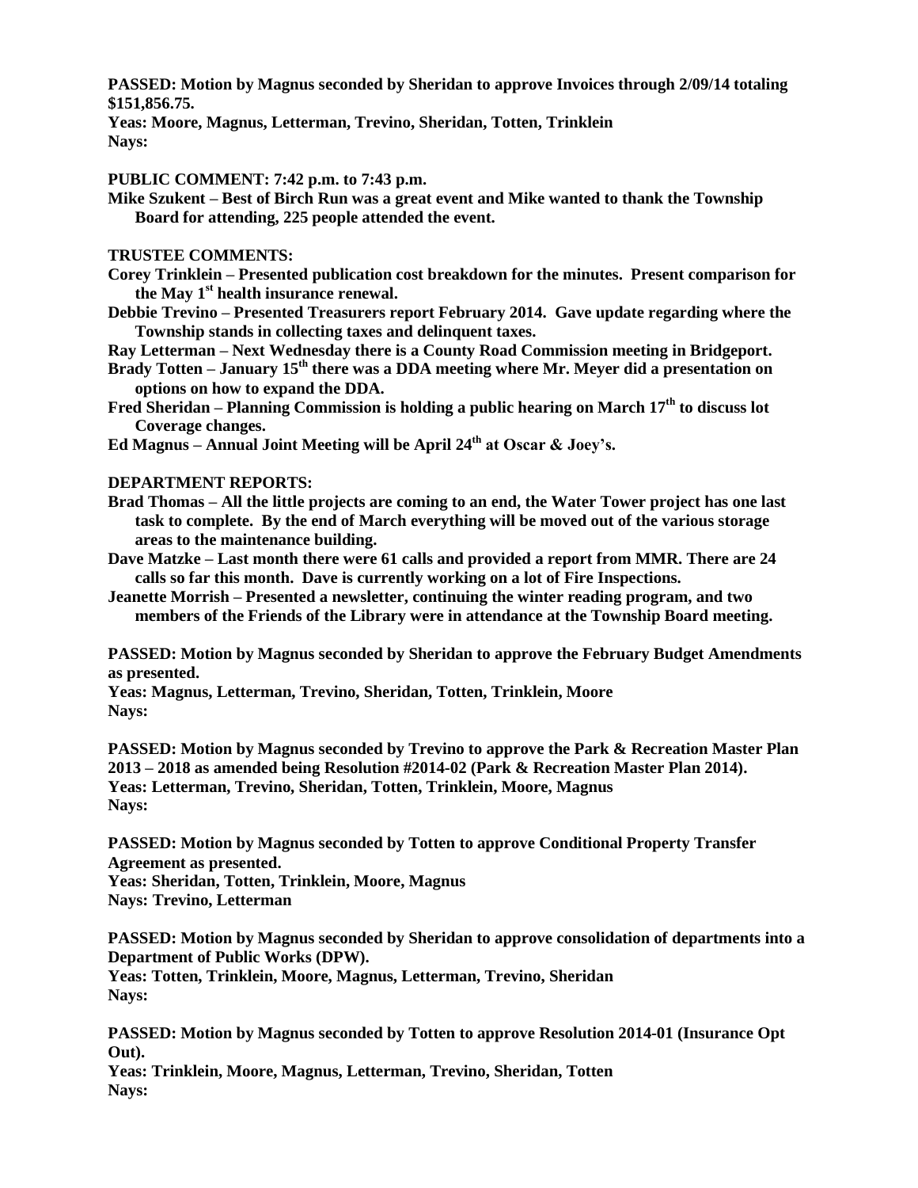**PASSED: Motion by Magnus seconded by Sheridan to approve Invoices through 2/09/14 totaling $151,856.75.**
**Yeas: Moore, Magnus, Letterman, Trevino, Sheridan, Totten, Trinklein**
**Nays:**

**PUBLIC COMMENT: 7:42 p.m. to 7:43 p.m.**
**Mike Szukent – Best of Birch Run was a great event and Mike wanted to thank the Township Board for attending, 225 people attended the event.**

**TRUSTEE COMMENTS:**
**Corey Trinklein – Presented publication cost breakdown for the minutes. Present comparison for the May 1st health insurance renewal.**
**Debbie Trevino – Presented Treasurers report February 2014. Gave update regarding where the Township stands in collecting taxes and delinquent taxes.**
**Ray Letterman – Next Wednesday there is a County Road Commission meeting in Bridgeport.**
**Brady Totten – January 15th there was a DDA meeting where Mr. Meyer did a presentation on options on how to expand the DDA.**
**Fred Sheridan – Planning Commission is holding a public hearing on March 17th to discuss lot Coverage changes.**
**Ed Magnus – Annual Joint Meeting will be April 24th at Oscar & Joey's.**

**DEPARTMENT REPORTS:**
**Brad Thomas – All the little projects are coming to an end, the Water Tower project has one last task to complete. By the end of March everything will be moved out of the various storage areas to the maintenance building.**
**Dave Matzke – Last month there were 61 calls and provided a report from MMR. There are 24 calls so far this month. Dave is currently working on a lot of Fire Inspections.**
**Jeanette Morrish – Presented a newsletter, continuing the winter reading program, and two members of the Friends of the Library were in attendance at the Township Board meeting.**

**PASSED: Motion by Magnus seconded by Sheridan to approve the February Budget Amendments as presented.**
**Yeas: Magnus, Letterman, Trevino, Sheridan, Totten, Trinklein, Moore**
**Nays:**

**PASSED: Motion by Magnus seconded by Trevino to approve the Park & Recreation Master Plan 2013 – 2018 as amended being Resolution #2014-02 (Park & Recreation Master Plan 2014).**
**Yeas: Letterman, Trevino, Sheridan, Totten, Trinklein, Moore, Magnus**
**Nays:**

**PASSED: Motion by Magnus seconded by Totten to approve Conditional Property Transfer Agreement as presented.**
**Yeas: Sheridan, Totten, Trinklein, Moore, Magnus**
**Nays: Trevino, Letterman**

**PASSED: Motion by Magnus seconded by Sheridan to approve consolidation of departments into a Department of Public Works (DPW).**
**Yeas: Totten, Trinklein, Moore, Magnus, Letterman, Trevino, Sheridan**
**Nays:**

**PASSED: Motion by Magnus seconded by Totten to approve Resolution 2014-01 (Insurance Opt Out).**
**Yeas: Trinklein, Moore, Magnus, Letterman, Trevino, Sheridan, Totten**
**Nays:**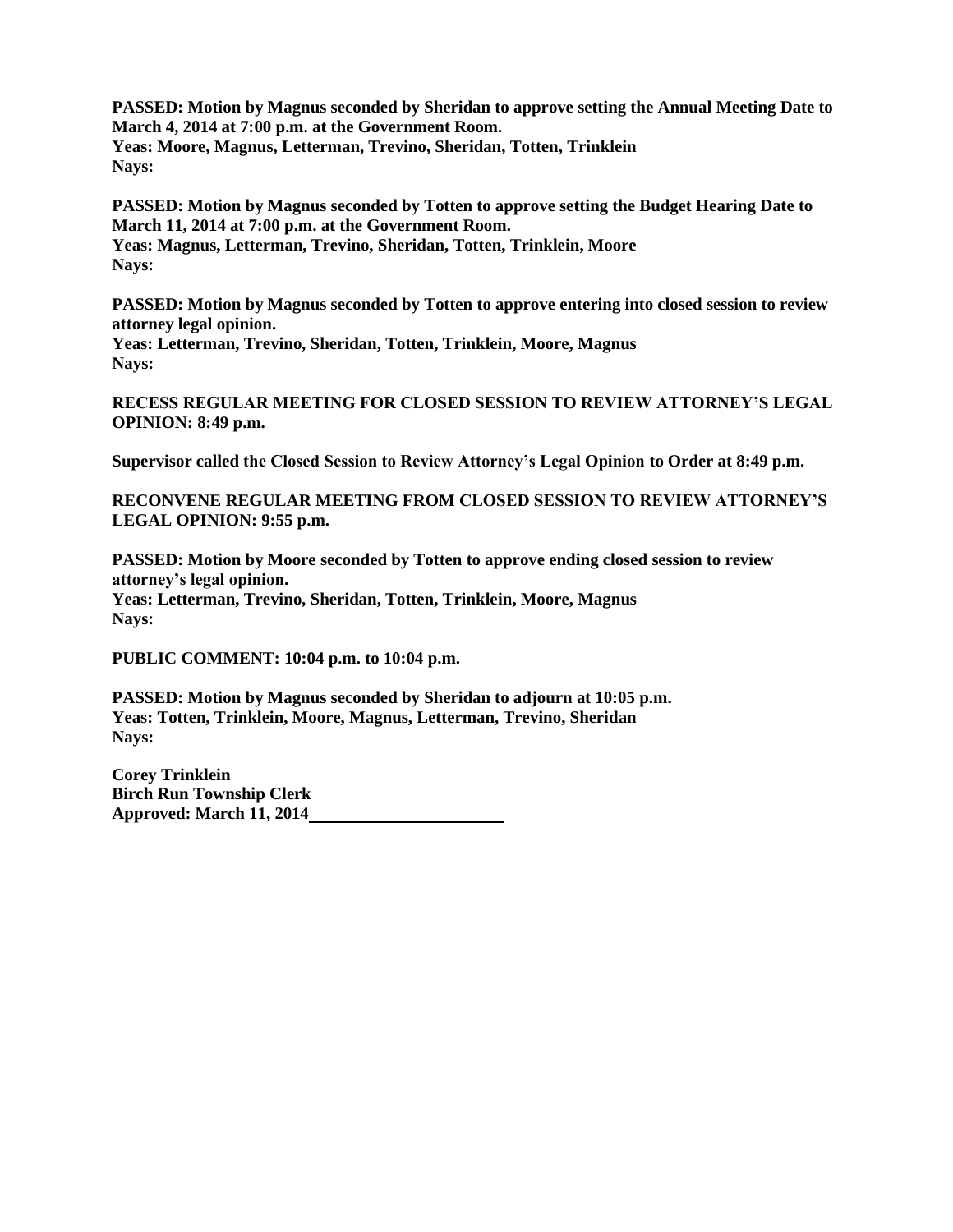**PASSED: Motion by Magnus seconded by Sheridan to approve setting the Annual Meeting Date to March 4, 2014 at 7:00 p.m. at the Government Room.**
**Yeas: Moore, Magnus, Letterman, Trevino, Sheridan, Totten, Trinklein**
**Nays:**

**PASSED: Motion by Magnus seconded by Totten to approve setting the Budget Hearing Date to March 11, 2014 at 7:00 p.m. at the Government Room.**
**Yeas: Magnus, Letterman, Trevino, Sheridan, Totten, Trinklein, Moore**
**Nays:**

**PASSED: Motion by Magnus seconded by Totten to approve entering into closed session to review attorney legal opinion.**
**Yeas: Letterman, Trevino, Sheridan, Totten, Trinklein, Moore, Magnus**
**Nays:**

**RECESS REGULAR MEETING FOR CLOSED SESSION TO REVIEW ATTORNEY'S LEGAL OPINION: 8:49 p.m.**

**Supervisor called the Closed Session to Review Attorney's Legal Opinion to Order at 8:49 p.m.**

**RECONVENE REGULAR MEETING FROM CLOSED SESSION TO REVIEW ATTORNEY'S LEGAL OPINION: 9:55 p.m.**

**PASSED: Motion by Moore seconded by Totten to approve ending closed session to review attorney's legal opinion.**
**Yeas: Letterman, Trevino, Sheridan, Totten, Trinklein, Moore, Magnus**
**Nays:**

**PUBLIC COMMENT: 10:04 p.m. to 10:04 p.m.**

**PASSED: Motion by Magnus seconded by Sheridan to adjourn at 10:05 p.m.**
**Yeas: Totten, Trinklein, Moore, Magnus, Letterman, Trevino, Sheridan**
**Nays:**

**Corey Trinklein**
**Birch Run Township Clerk**
**Approved: March 11, 2014**\_\_\_\_\_\_\_\_\_\_\_\_\_\_\_\_\_\_\_\_\_\_